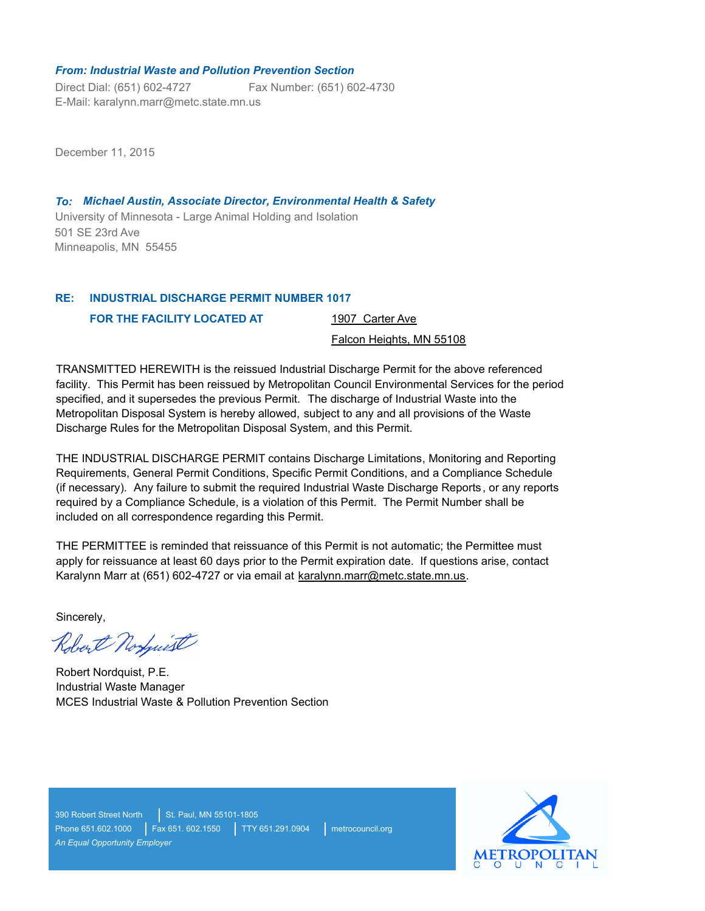***From: Industrial Waste and Pollution Prevention Section***

Direct Dial: (651) 602-4727 Fax Number: (651) 602-4730
E-Mail: karalynn.marr@metc.state.mn.us

December 11, 2015

***To: Michael Austin, Associate Director, Environmental Health & Safety***

University of Minnesota - Large Animal Holding and Isolation
501 SE 23rd Ave
Minneapolis, MN 55455

**RE: INDUSTRIAL DISCHARGE PERMIT NUMBER 1017**

**FOR THE FACILITY LOCATED AT** 1907 Carter Ave
Falcon Heights, MN 55108

TRANSMITTED HEREWITH is the reissued Industrial Discharge Permit for the above referenced facility. This Permit has been reissued by Metropolitan Council Environmental Services for the period specified, and it supersedes the previous Permit. The discharge of Industrial Waste into the Metropolitan Disposal System is hereby allowed, subject to any and all provisions of the Waste Discharge Rules for the Metropolitan Disposal System, and this Permit.

THE INDUSTRIAL DISCHARGE PERMIT contains Discharge Limitations, Monitoring and Reporting Requirements, General Permit Conditions, Specific Permit Conditions, and a Compliance Schedule (if necessary). Any failure to submit the required Industrial Waste Discharge Reports, or any reports required by a Compliance Schedule, is a violation of this Permit. The Permit Number shall be included on all correspondence regarding this Permit.

THE PERMITTEE is reminded that reissuance of this Permit is not automatic; the Permittee must apply for reissuance at least 60 days prior to the Permit expiration date. If questions arise, contact Karalynn Marr at (651) 602-4727 or via email at karalynn.marr@metc.state.mn.us.

Sincerely,

Robert Nordquist, P.E.
Industrial Waste Manager
MCES Industrial Waste & Pollution Prevention Section

390 Robert Street North | St. Paul, MN 55101-1805
Phone 651.602.1000 | Fax 651. 602.1550 | TTY 651.291.0904 | metrocouncil.org
*An Equal Opportunity Employer*

METROPOLITAN COUNCIL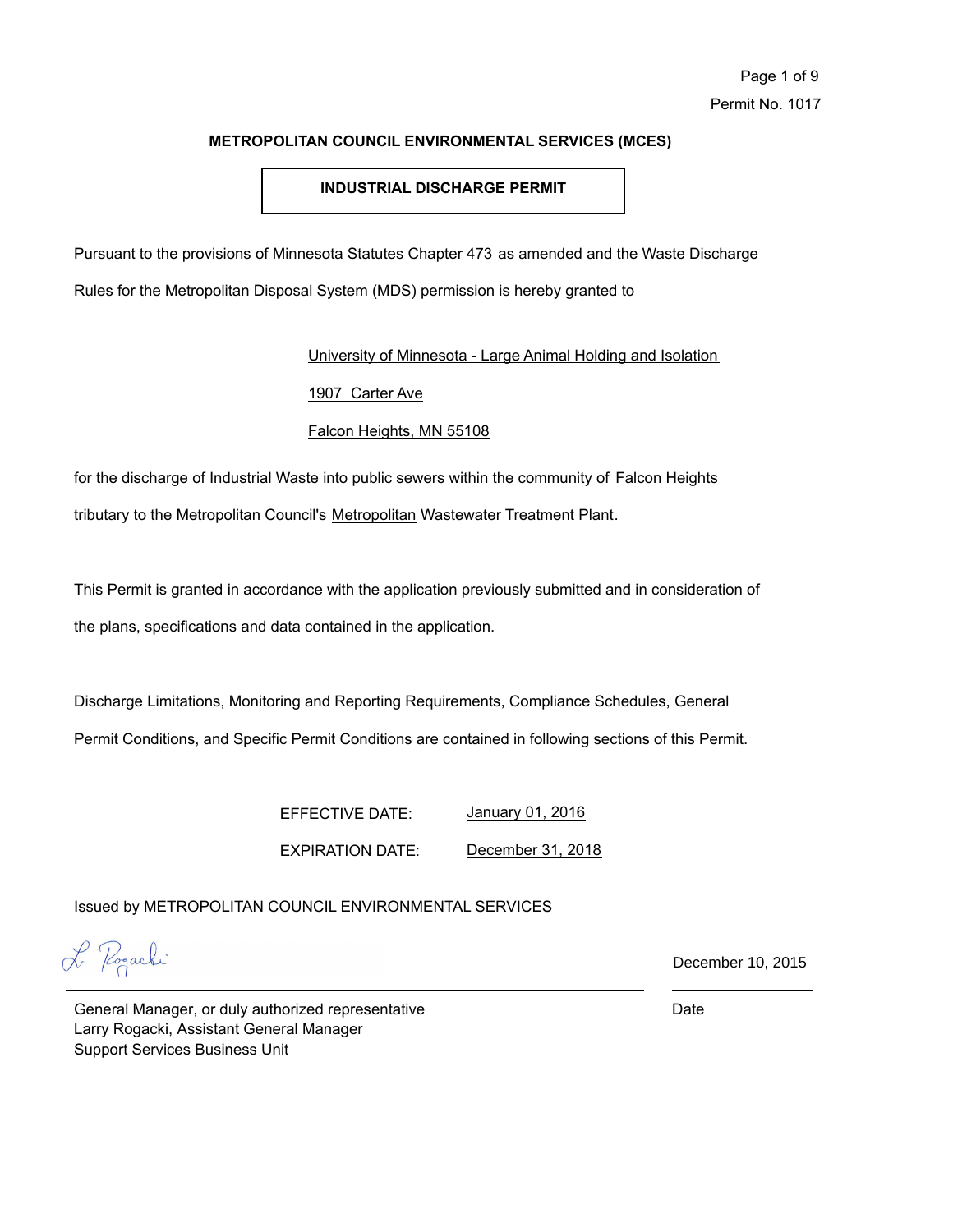**METROPOLITAN COUNCIL ENVIRONMENTAL SERVICES (MCES)**

**INDUSTRIAL DISCHARGE PERMIT**

Permit No. 1017

Pursuant to the provisions of Minnesota Statutes Chapter 473 as amended and the Waste Discharge Rules for the Metropolitan Disposal System (MDS) permission is hereby granted to

University of Minnesota - Large Animal Holding and Isolation

1907 Carter Ave

Falcon Heights, MN 55108

for the discharge of Industrial Waste into public sewers within the community of Falcon Heights tributary to the Metropolitan Council's Metropolitan Wastewater Treatment Plant.

This Permit is granted in accordance with the application previously submitted and in consideration of the plans, specifications and data contained in the application.

Discharge Limitations, Monitoring and Reporting Requirements, Compliance Schedules, General Permit Conditions, and Specific Permit Conditions are contained in following sections of this Permit.

EFFECTIVE DATE: January 01, 2016

EXPIRATION DATE: December 31, 2018

Issued by METROPOLITAN COUNCIL ENVIRONMENTAL SERVICES

L. Rogacki

General Manager, or duly authorized representative
Larry Rogacki, Assistant General Manager
Support Services Business Unit

December 10, 2015

Date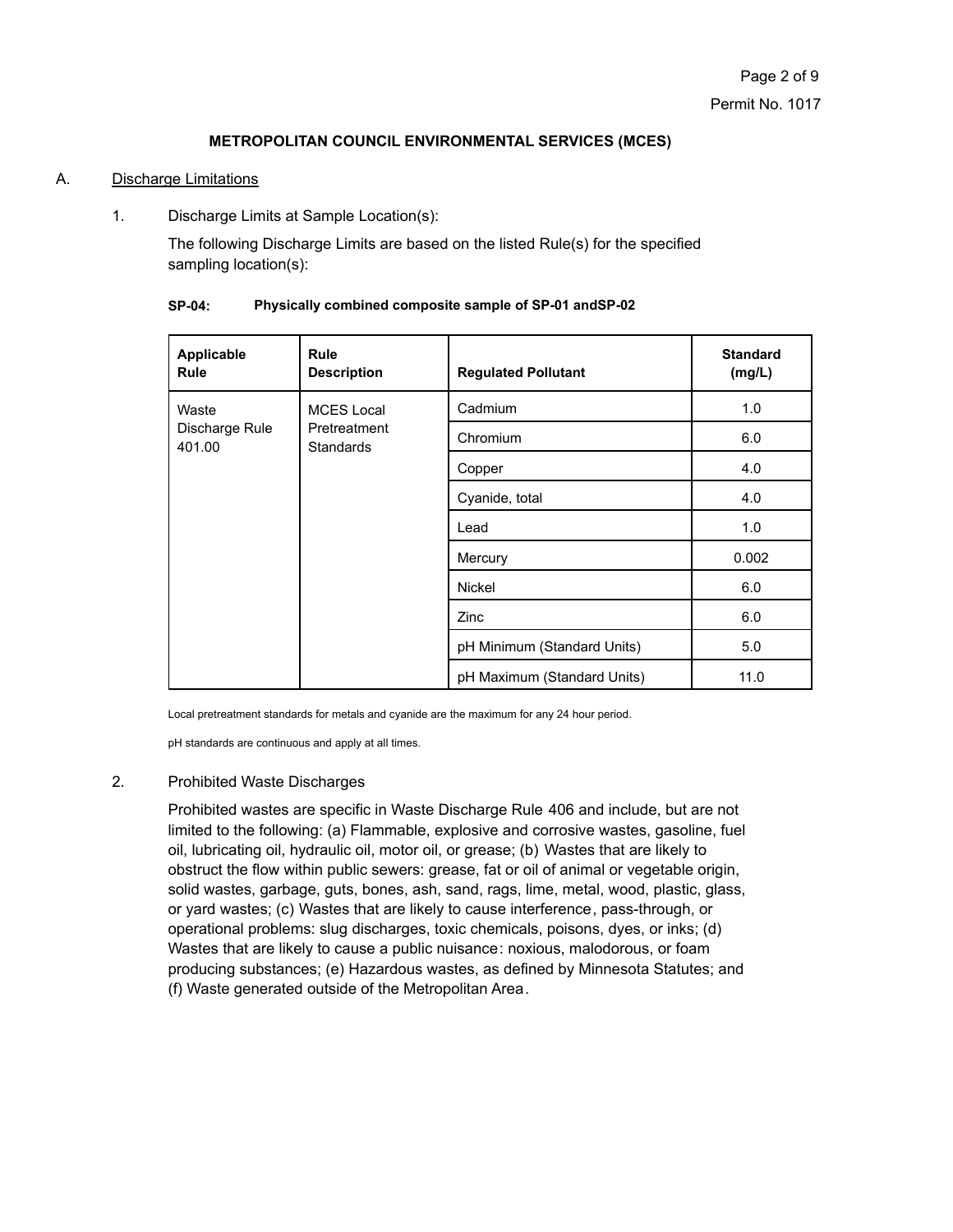**METROPOLITAN COUNCIL ENVIRONMENTAL SERVICES (MCES)**

A. Discharge Limitations

1. Discharge Limits at Sample Location(s):

   The following Discharge Limits are based on the listed Rule(s) for the specified sampling location(s):

**SP-04: Physically combined composite sample of SP-01 andSP-02**

| Applicable Rule | Rule Description | Regulated Pollutant | Standard (mg/L) |
| --- | --- | --- | --- |
| Waste Discharge Rule 401.00 | MCES Local Pretreatment Standards | Cadmium | 1.0 |
| | | Chromium | 6.0 |
| | | Copper | 4.0 |
| | | Cyanide, total | 4.0 |
| | | Lead | 1.0 |
| | | Mercury | 0.002 |
| | | Nickel | 6.0 |
| | | Zinc | 6.0 |
| | | pH Minimum (Standard Units) | 5.0 |
| | | pH Maximum (Standard Units) | 11.0 |

Local pretreatment standards for metals and cyanide are the maximum for any 24 hour period.

pH standards are continuous and apply at all times.

2. Prohibited Waste Discharges

   Prohibited wastes are specific in Waste Discharge Rule 406 and include, but are not limited to the following: (a) Flammable, explosive and corrosive wastes, gasoline, fuel oil, lubricating oil, hydraulic oil, motor oil, or grease; (b) Wastes that are likely to obstruct the flow within public sewers: grease, fat or oil of animal or vegetable origin, solid wastes, garbage, guts, bones, ash, sand, rags, lime, metal, wood, plastic, glass, or yard wastes; (c) Wastes that are likely to cause interference, pass-through, or operational problems: slug discharges, toxic chemicals, poisons, dyes, or inks; (d) Wastes that are likely to cause a public nuisance: noxious, malodorous, or foam producing substances; (e) Hazardous wastes, as defined by Minnesota Statutes; and (f) Waste generated outside of the Metropolitan Area.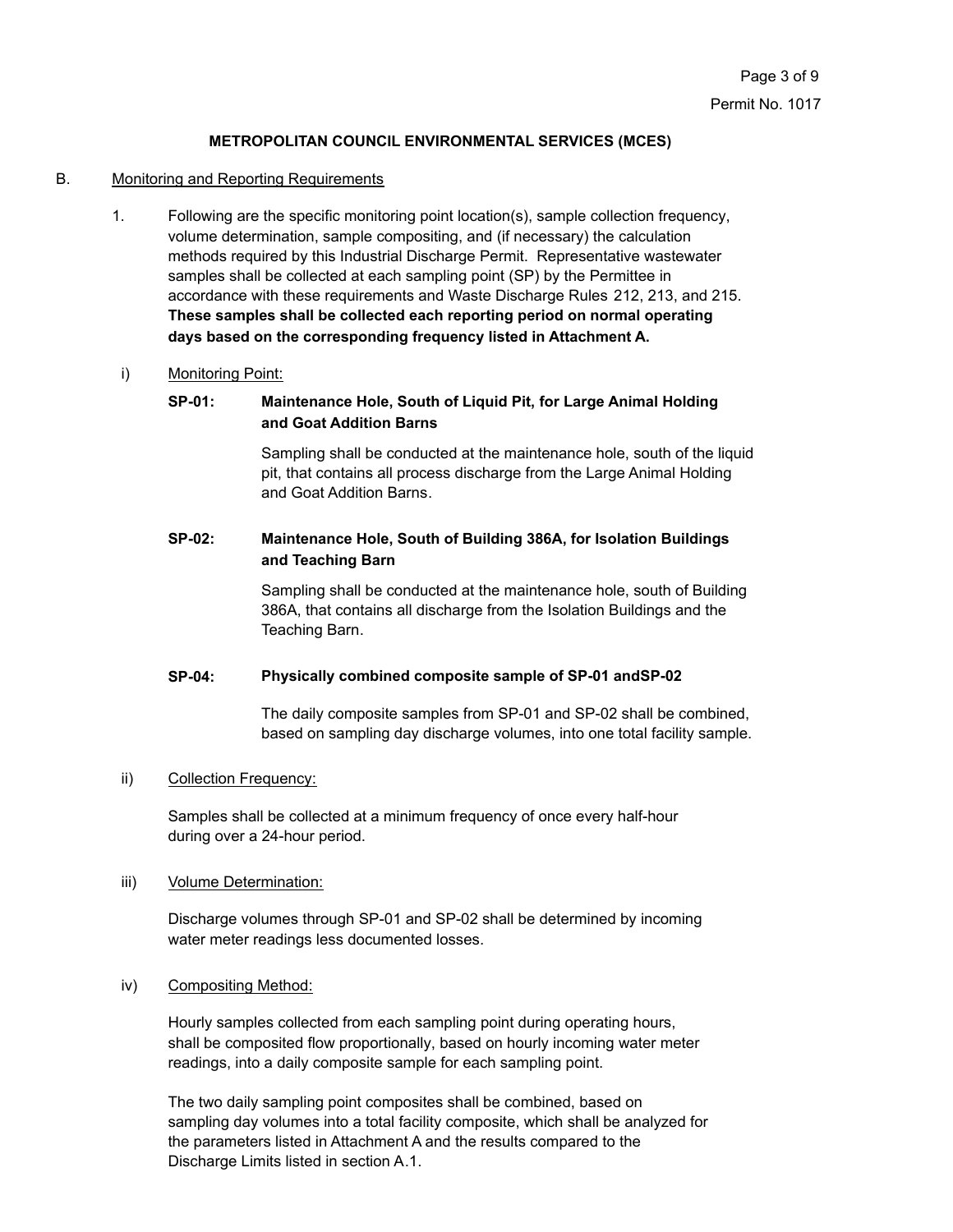**METROPOLITAN COUNCIL ENVIRONMENTAL SERVICES (MCES)**

B. Monitoring and Reporting Requirements

1. Following are the specific monitoring point location(s), sample collection frequency, volume determination, sample compositing, and (if necessary) the calculation methods required by this Industrial Discharge Permit. Representative wastewater samples shall be collected at each sampling point (SP) by the Permittee in accordance with these requirements and Waste Discharge Rules 212, 213, and 215. **These samples shall be collected each reporting period on normal operating days based on the corresponding frequency listed in Attachment A.**

i) Monitoring Point:

**SP-01: Maintenance Hole, South of Liquid Pit, for Large Animal Holding and Goat Addition Barns**

Sampling shall be conducted at the maintenance hole, south of the liquid pit, that contains all process discharge from the Large Animal Holding and Goat Addition Barns.

**SP-02: Maintenance Hole, South of Building 386A, for Isolation Buildings and Teaching Barn**

Sampling shall be conducted at the maintenance hole, south of Building 386A, that contains all discharge from the Isolation Buildings and the Teaching Barn.

**SP-04: Physically combined composite sample of SP-01 andSP-02**

The daily composite samples from SP-01 and SP-02 shall be combined, based on sampling day discharge volumes, into one total facility sample.

ii) Collection Frequency:

Samples shall be collected at a minimum frequency of once every half-hour during over a 24-hour period.

iii) Volume Determination:

Discharge volumes through SP-01 and SP-02 shall be determined by incoming water meter readings less documented losses.

iv) Compositing Method:

Hourly samples collected from each sampling point during operating hours, shall be composited flow proportionally, based on hourly incoming water meter readings, into a daily composite sample for each sampling point.

The two daily sampling point composites shall be combined, based on sampling day volumes into a total facility composite, which shall be analyzed for the parameters listed in Attachment A and the results compared to the Discharge Limits listed in section A.1.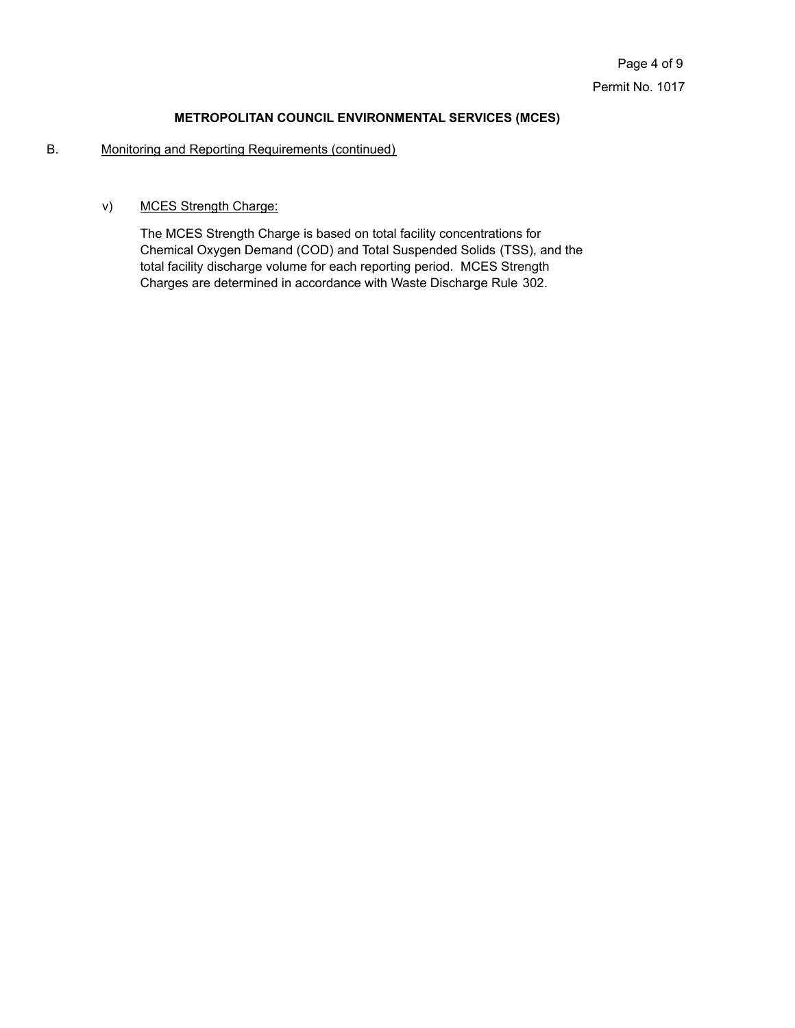**METROPOLITAN COUNCIL ENVIRONMENTAL SERVICES (MCES)**

B. Monitoring and Reporting Requirements (continued)

v) MCES Strength Charge:

The MCES Strength Charge is based on total facility concentrations for Chemical Oxygen Demand (COD) and Total Suspended Solids (TSS), and the total facility discharge volume for each reporting period. MCES Strength Charges are determined in accordance with Waste Discharge Rule 302.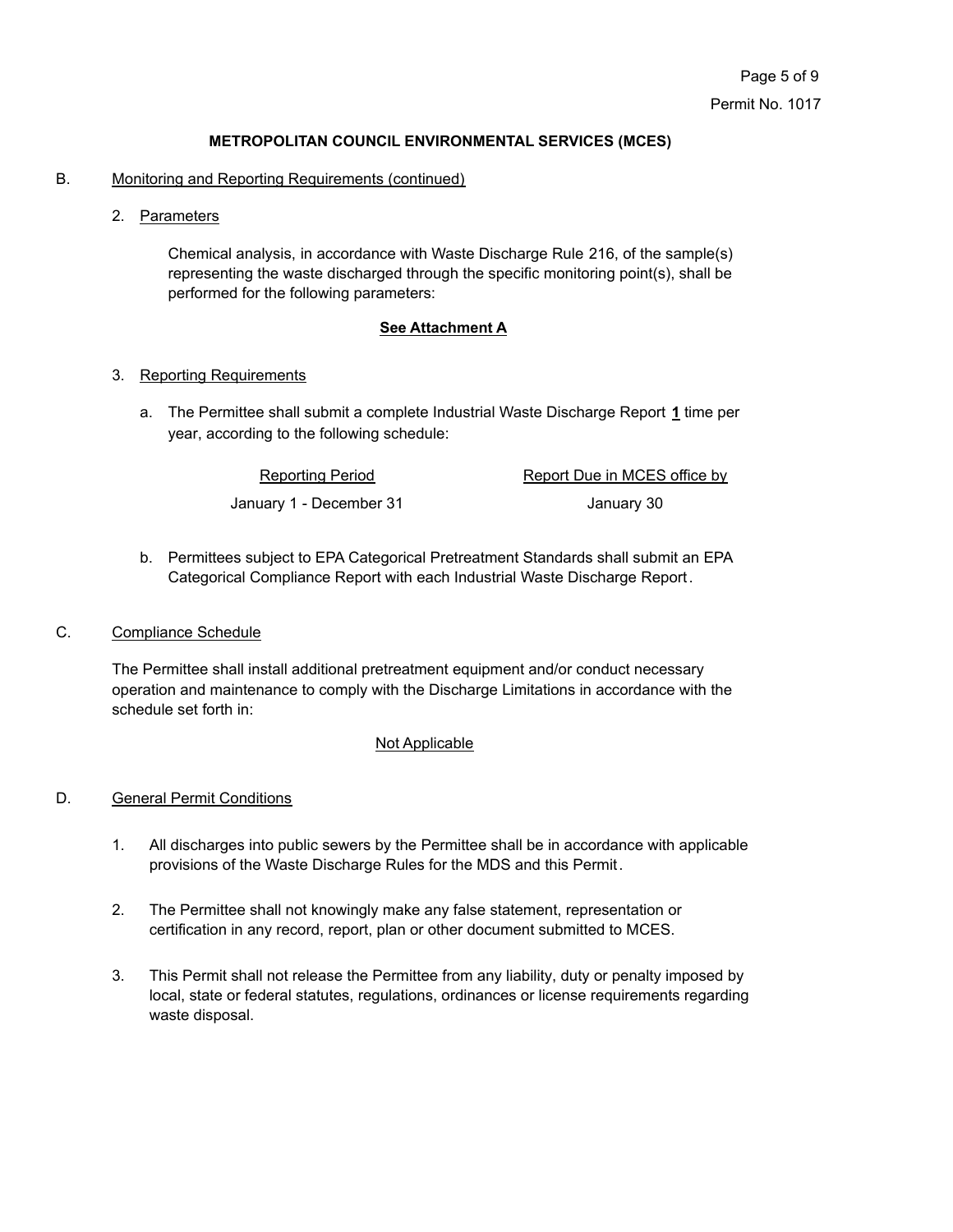**METROPOLITAN COUNCIL ENVIRONMENTAL SERVICES (MCES)**

B. Monitoring and Reporting Requirements (continued)

2. Parameters

   Chemical analysis, in accordance with Waste Discharge Rule 216, of the sample(s) representing the waste discharged through the specific monitoring point(s), shall be performed for the following parameters:

   **See Attachment A**

3. Reporting Requirements

   a. The Permittee shall submit a complete Industrial Waste Discharge Report **1** time per year, according to the following schedule:

   | Reporting Period | Report Due in MCES office by |
   |---|---|
   | January 1 - December 31 | January 30 |

   b. Permittees subject to EPA Categorical Pretreatment Standards shall submit an EPA Categorical Compliance Report with each Industrial Waste Discharge Report.

C. Compliance Schedule

The Permittee shall install additional pretreatment equipment and/or conduct necessary operation and maintenance to comply with the Discharge Limitations in accordance with the schedule set forth in:

Not Applicable

D. General Permit Conditions

1. All discharges into public sewers by the Permittee shall be in accordance with applicable provisions of the Waste Discharge Rules for the MDS and this Permit.

2. The Permittee shall not knowingly make any false statement, representation or certification in any record, report, plan or other document submitted to MCES.

3. This Permit shall not release the Permittee from any liability, duty or penalty imposed by local, state or federal statutes, regulations, ordinances or license requirements regarding waste disposal.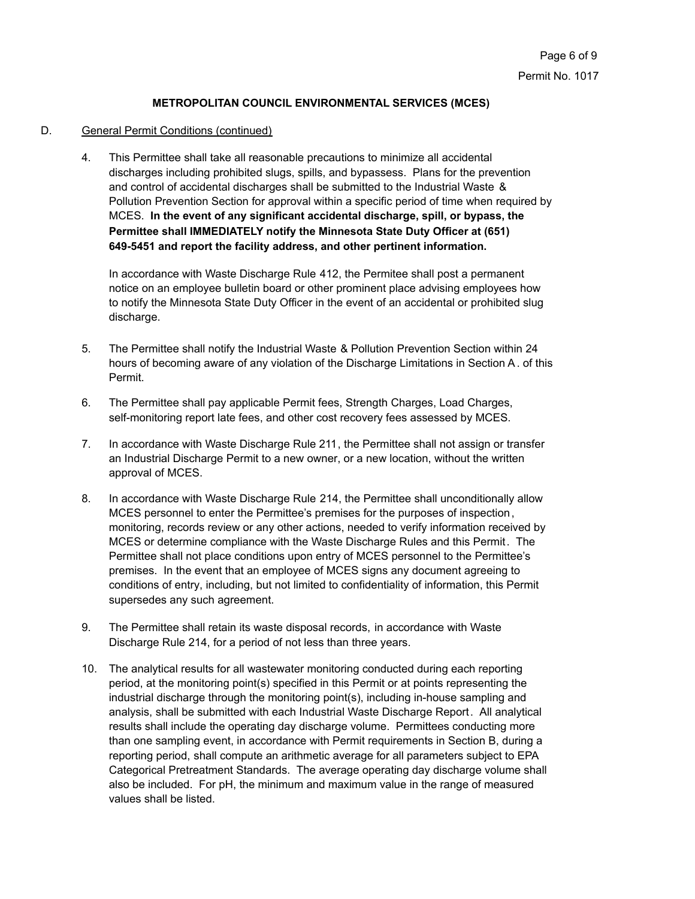**METROPOLITAN COUNCIL ENVIRONMENTAL SERVICES (MCES)**

D. General Permit Conditions (continued)

4. This Permittee shall take all reasonable precautions to minimize all accidental discharges including prohibited slugs, spills, and bypassess. Plans for the prevention and control of accidental discharges shall be submitted to the Industrial Waste & Pollution Prevention Section for approval within a specific period of time when required by MCES. **In the event of any significant accidental discharge, spill, or bypass, the Permittee shall IMMEDIATELY notify the Minnesota State Duty Officer at (651) 649-5451 and report the facility address, and other pertinent information.**

   In accordance with Waste Discharge Rule 412, the Permitee shall post a permanent notice on an employee bulletin board or other prominent place advising employees how to notify the Minnesota State Duty Officer in the event of an accidental or prohibited slug discharge.

5. The Permittee shall notify the Industrial Waste & Pollution Prevention Section within 24 hours of becoming aware of any violation of the Discharge Limitations in Section A. of this Permit.

6. The Permittee shall pay applicable Permit fees, Strength Charges, Load Charges, self-monitoring report late fees, and other cost recovery fees assessed by MCES.

7. In accordance with Waste Discharge Rule 211, the Permittee shall not assign or transfer an Industrial Discharge Permit to a new owner, or a new location, without the written approval of MCES.

8. In accordance with Waste Discharge Rule 214, the Permittee shall unconditionally allow MCES personnel to enter the Permittee's premises for the purposes of inspection, monitoring, records review or any other actions, needed to verify information received by MCES or determine compliance with the Waste Discharge Rules and this Permit. The Permittee shall not place conditions upon entry of MCES personnel to the Permittee's premises. In the event that an employee of MCES signs any document agreeing to conditions of entry, including, but not limited to confidentiality of information, this Permit supersedes any such agreement.

9. The Permittee shall retain its waste disposal records, in accordance with Waste Discharge Rule 214, for a period of not less than three years.

10. The analytical results for all wastewater monitoring conducted during each reporting period, at the monitoring point(s) specified in this Permit or at points representing the industrial discharge through the monitoring point(s), including in-house sampling and analysis, shall be submitted with each Industrial Waste Discharge Report. All analytical results shall include the operating day discharge volume. Permittees conducting more than one sampling event, in accordance with Permit requirements in Section B, during a reporting period, shall compute an arithmetic average for all parameters subject to EPA Categorical Pretreatment Standards. The average operating day discharge volume shall also be included. For pH, the minimum and maximum value in the range of measured values shall be listed.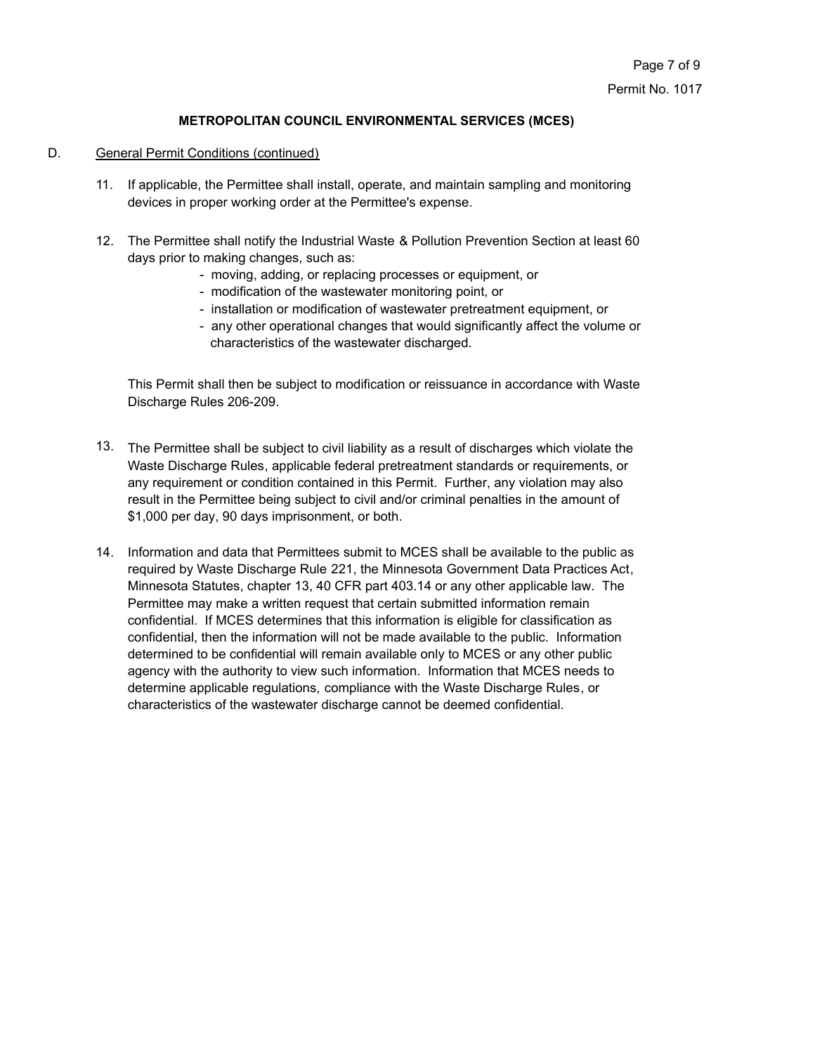**METROPOLITAN COUNCIL ENVIRONMENTAL SERVICES (MCES)**

D. General Permit Conditions (continued)

11. If applicable, the Permittee shall install, operate, and maintain sampling and monitoring devices in proper working order at the Permittee's expense.

12. The Permittee shall notify the Industrial Waste & Pollution Prevention Section at least 60 days prior to making changes, such as:
    - moving, adding, or replacing processes or equipment, or
    - modification of the wastewater monitoring point, or
    - installation or modification of wastewater pretreatment equipment, or
    - any other operational changes that would significantly affect the volume or characteristics of the wastewater discharged.

    This Permit shall then be subject to modification or reissuance in accordance with Waste Discharge Rules 206-209.

13. The Permittee shall be subject to civil liability as a result of discharges which violate the Waste Discharge Rules, applicable federal pretreatment standards or requirements, or any requirement or condition contained in this Permit. Further, any violation may also result in the Permittee being subject to civil and/or criminal penalties in the amount of $1,000 per day, 90 days imprisonment, or both.

14. Information and data that Permittees submit to MCES shall be available to the public as required by Waste Discharge Rule 221, the Minnesota Government Data Practices Act, Minnesota Statutes, chapter 13, 40 CFR part 403.14 or any other applicable law. The Permittee may make a written request that certain submitted information remain confidential. If MCES determines that this information is eligible for classification as confidential, then the information will not be made available to the public. Information determined to be confidential will remain available only to MCES or any other public agency with the authority to view such information. Information that MCES needs to determine applicable regulations, compliance with the Waste Discharge Rules, or characteristics of the wastewater discharge cannot be deemed confidential.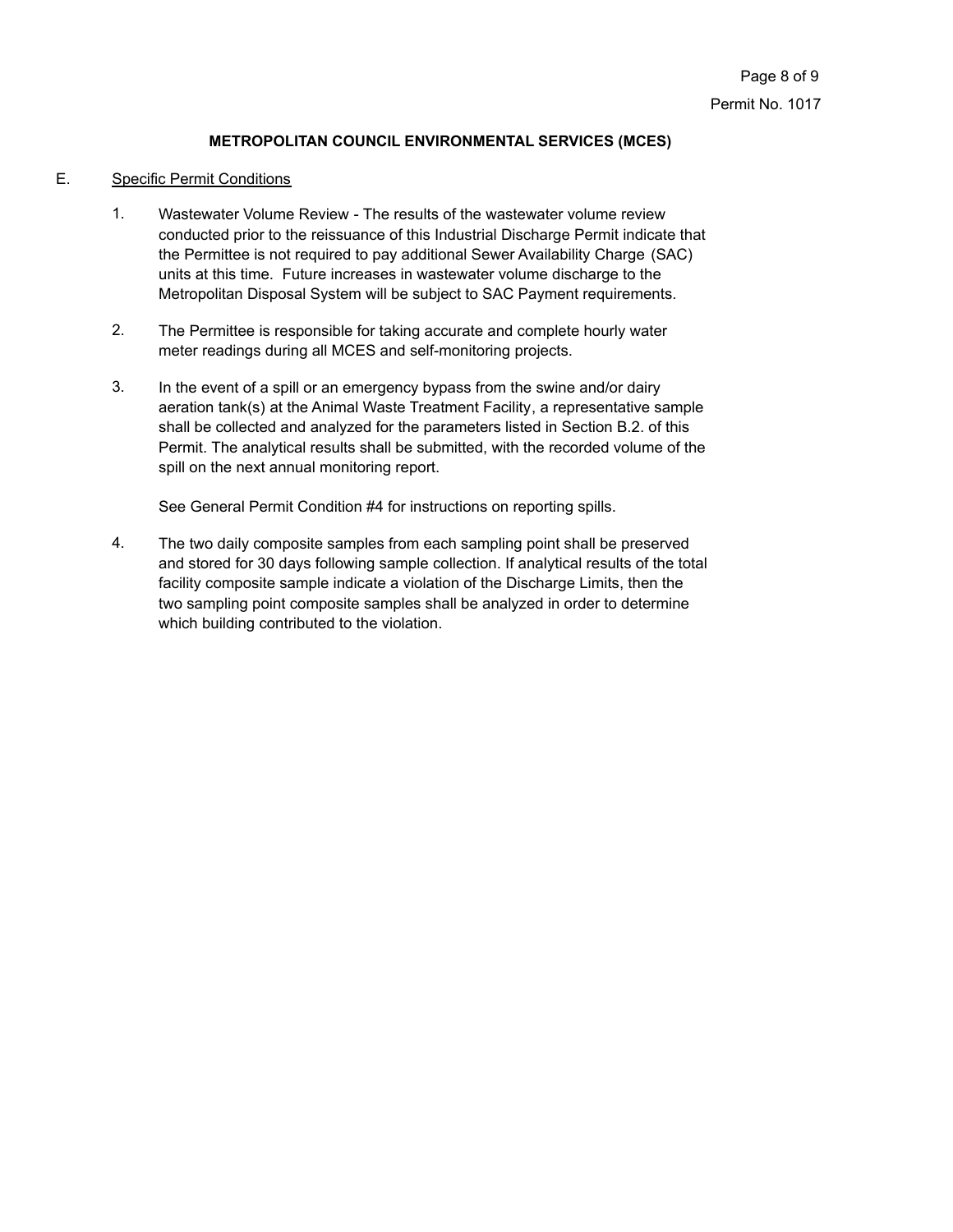**METROPOLITAN COUNCIL ENVIRONMENTAL SERVICES (MCES)**

E. Specific Permit Conditions

1. Wastewater Volume Review - The results of the wastewater volume review conducted prior to the reissuance of this Industrial Discharge Permit indicate that the Permittee is not required to pay additional Sewer Availability Charge (SAC) units at this time. Future increases in wastewater volume discharge to the Metropolitan Disposal System will be subject to SAC Payment requirements.

2. The Permittee is responsible for taking accurate and complete hourly water meter readings during all MCES and self-monitoring projects.

3. In the event of a spill or an emergency bypass from the swine and/or dairy aeration tank(s) at the Animal Waste Treatment Facility, a representative sample shall be collected and analyzed for the parameters listed in Section B.2. of this Permit. The analytical results shall be submitted, with the recorded volume of the spill on the next annual monitoring report.

   See General Permit Condition #4 for instructions on reporting spills.

4. The two daily composite samples from each sampling point shall be preserved and stored for 30 days following sample collection. If analytical results of the total facility composite sample indicate a violation of the Discharge Limits, then the two sampling point composite samples shall be analyzed in order to determine which building contributed to the violation.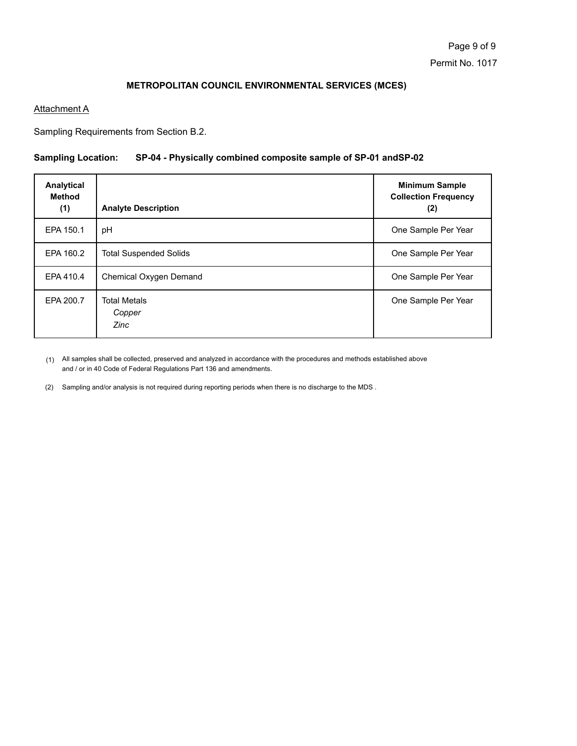## METROPOLITAN COUNCIL ENVIRONMENTAL SERVICES (MCES)

Attachment A

Sampling Requirements from Section B.2.

**Sampling Location: SP-04 - Physically combined composite sample of SP-01 andSP-02**

| Analytical Method (1) | Analyte Description | Minimum Sample Collection Frequency (2) |
|---|---|---|
| EPA 150.1 | pH | One Sample Per Year |
| EPA 160.2 | Total Suspended Solids | One Sample Per Year |
| EPA 410.4 | Chemical Oxygen Demand | One Sample Per Year |
| EPA 200.7 | Total Metals<br>*Copper*<br>*Zinc* | One Sample Per Year |

(1) All samples shall be collected, preserved and analyzed in accordance with the procedures and methods established above and / or in 40 Code of Federal Regulations Part 136 and amendments.

(2) Sampling and/or analysis is not required during reporting periods when there is no discharge to the MDS .